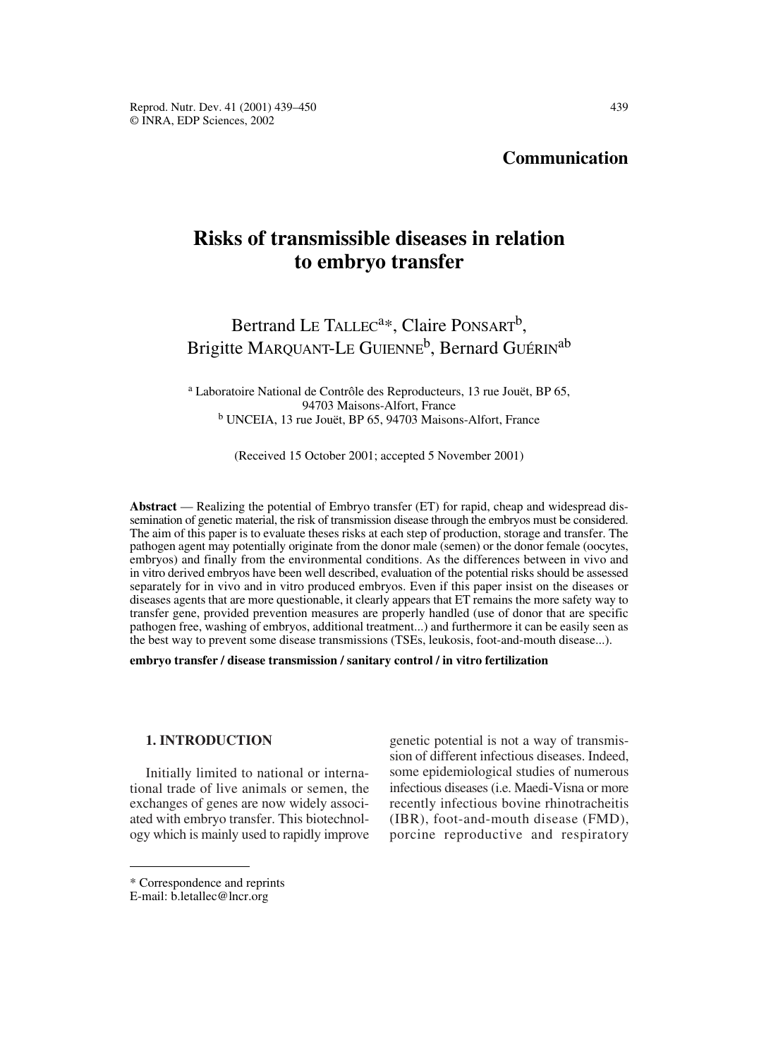**Communication**

# Risks of transmissible diseases in relation to embryo transfer

Bertrand LE TALLEC[a*], Claire PONSART[b], Brigitte MARQUANT-LE GUIENNE[b], Bernard GUÉRIN[ab]

[a] Laboratoire National de Contrôle des Reproducteurs, 13 rue Jouët, BP 65, 94703 Maisons-Alfort, France
[b] UNCEIA, 13 rue Jouët, BP 65, 94703 Maisons-Alfort, France

(Received 15 October 2001; accepted 5 November 2001)

**Abstract** — Realizing the potential of Embryo transfer (ET) for rapid, cheap and widespread dissemination of genetic material, the risk of transmission disease through the embryos must be considered. The aim of this paper is to evaluate theses risks at each step of production, storage and transfer. The pathogen agent may potentially originate from the donor male (semen) or the donor female (oocytes, embryos) and finally from the environmental conditions. As the differences between in vivo and in vitro derived embryos have been well described, evaluation of the potential risks should be assessed separately for in vivo and in vitro produced embryos. Even if this paper insist on the diseases or diseases agents that are more questionable, it clearly appears that ET remains the more safety way to transfer gene, provided prevention measures are properly handled (use of donor that are specific pathogen free, washing of embryos, additional treatment...) and furthermore it can be easily seen as the best way to prevent some disease transmissions (TSEs, leukosis, foot-and-mouth disease...).

**embryo transfer / disease transmission / sanitary control / in vitro fertilization**

## 1. INTRODUCTION

Initially limited to national or international trade of live animals or semen, the exchanges of genes are now widely associated with embryo transfer. This biotechnology which is mainly used to rapidly improve genetic potential is not a way of transmission of different infectious diseases. Indeed, some epidemiological studies of numerous infectious diseases (i.e. Maedi-Visna or more recently infectious bovine rhinotracheitis (IBR), foot-and-mouth disease (FMD), porcine reproductive and respiratory

\* Correspondence and reprints
E-mail: b.letallec@lncr.org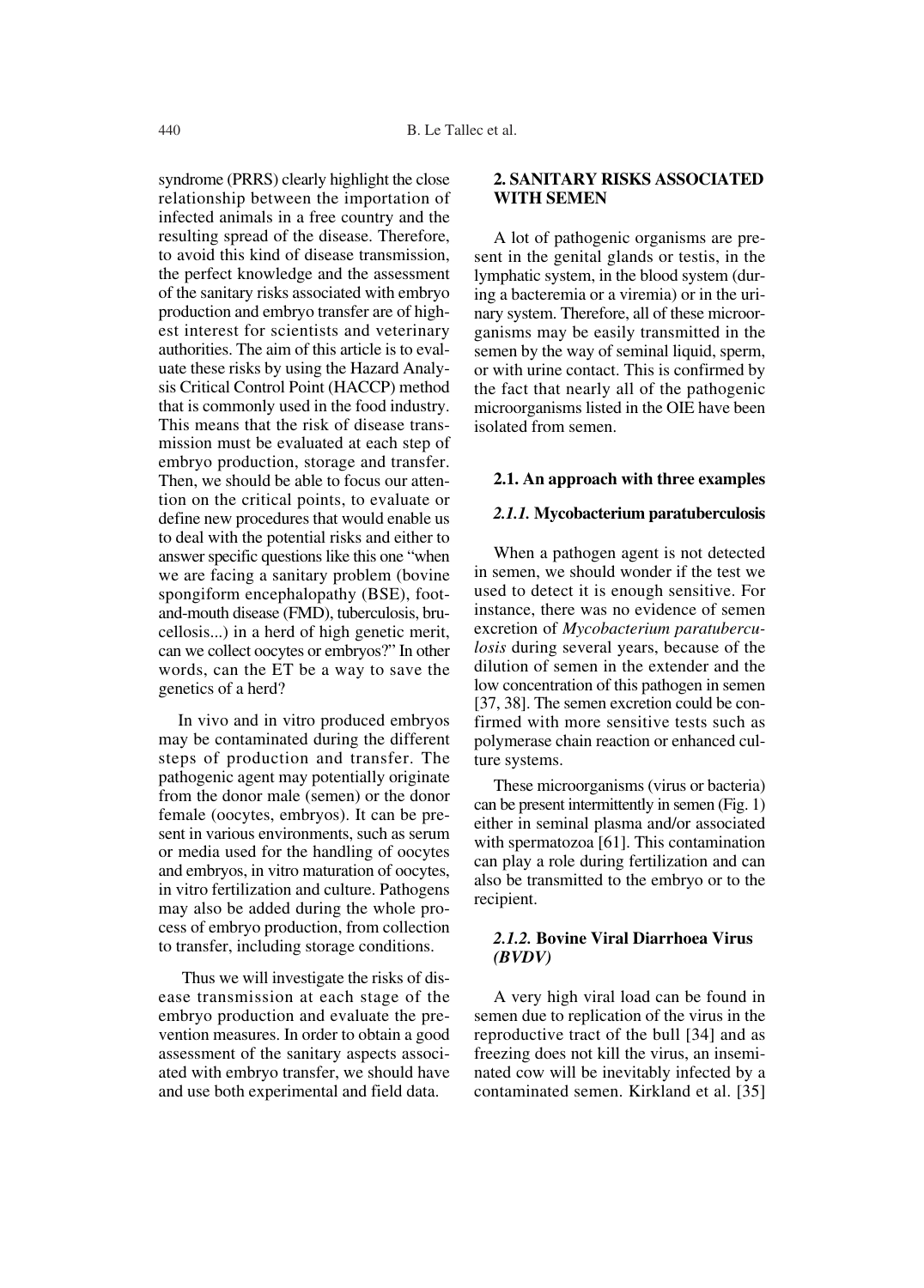syndrome (PRRS) clearly highlight the close relationship between the importation of infected animals in a free country and the resulting spread of the disease. Therefore, to avoid this kind of disease transmission, the perfect knowledge and the assessment of the sanitary risks associated with embryo production and embryo transfer are of highest interest for scientists and veterinary authorities. The aim of this article is to evaluate these risks by using the Hazard Analysis Critical Control Point (HACCP) method that is commonly used in the food industry. This means that the risk of disease transmission must be evaluated at each step of embryo production, storage and transfer. Then, we should be able to focus our attention on the critical points, to evaluate or define new procedures that would enable us to deal with the potential risks and either to answer specific questions like this one "when we are facing a sanitary problem (bovine spongiform encephalopathy (BSE), foot-and-mouth disease (FMD), tuberculosis, brucellosis...) in a herd of high genetic merit, can we collect oocytes or embryos?" In other words, can the ET be a way to save the genetics of a herd?

In vivo and in vitro produced embryos may be contaminated during the different steps of production and transfer. The pathogenic agent may potentially originate from the donor male (semen) or the donor female (oocytes, embryos). It can be present in various environments, such as serum or media used for the handling of oocytes and embryos, in vitro maturation of oocytes, in vitro fertilization and culture. Pathogens may also be added during the whole process of embryo production, from collection to transfer, including storage conditions.

Thus we will investigate the risks of disease transmission at each stage of the embryo production and evaluate the prevention measures. In order to obtain a good assessment of the sanitary aspects associated with embryo transfer, we should have and use both experimental and field data.

## 2. SANITARY RISKS ASSOCIATED WITH SEMEN

A lot of pathogenic organisms are present in the genital glands or testis, in the lymphatic system, in the blood system (during a bacteremia or a viremia) or in the urinary system. Therefore, all of these microorganisms may be easily transmitted in the semen by the way of seminal liquid, sperm, or with urine contact. This is confirmed by the fact that nearly all of the pathogenic microorganisms listed in the OIE have been isolated from semen.

### 2.1. An approach with three examples

#### *2.1.1.* **Mycobacterium paratuberculosis**

When a pathogen agent is not detected in semen, we should wonder if the test we used to detect it is enough sensitive. For instance, there was no evidence of semen excretion of *Mycobacterium paratuberculosis* during several years, because of the dilution of semen in the extender and the low concentration of this pathogen in semen [37, 38]. The semen excretion could be confirmed with more sensitive tests such as polymerase chain reaction or enhanced culture systems.

These microorganisms (virus or bacteria) can be present intermittently in semen (Fig. 1) either in seminal plasma and/or associated with spermatozoa [61]. This contamination can play a role during fertilization and can also be transmitted to the embryo or to the recipient.

#### *2.1.2.* **Bovine Viral Diarrhoea Virus** *(BVDV)*

A very high viral load can be found in semen due to replication of the virus in the reproductive tract of the bull [34] and as freezing does not kill the virus, an inseminated cow will be inevitably infected by a contaminated semen. Kirkland et al. [35]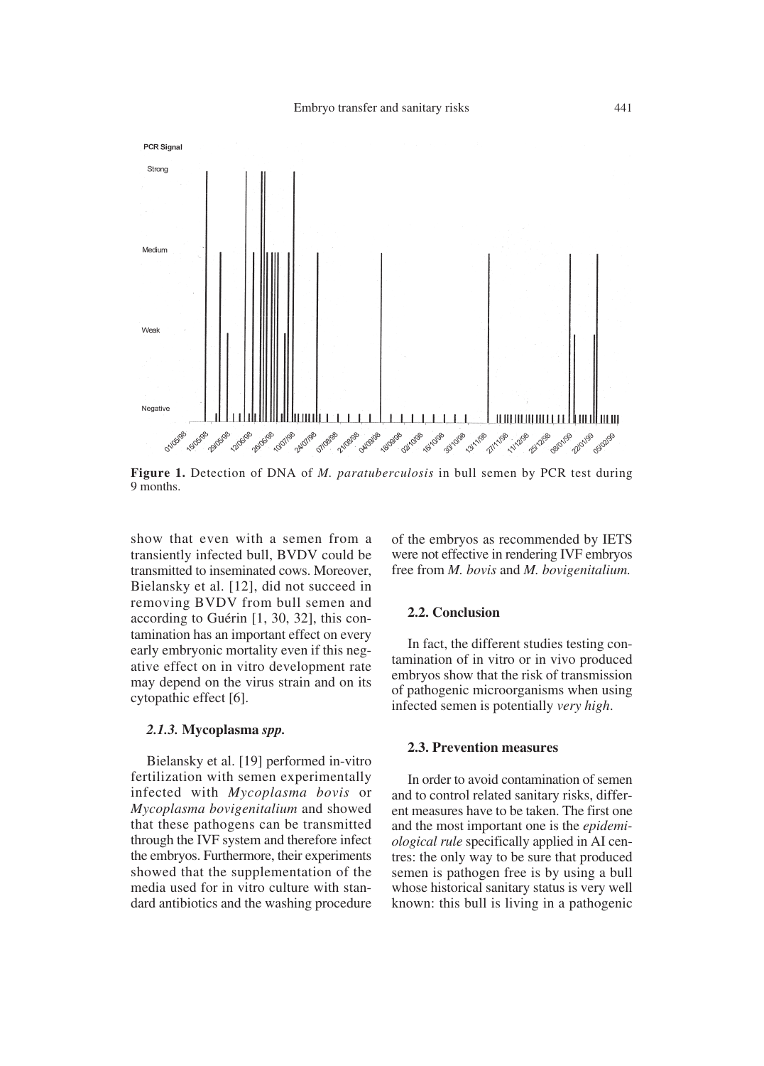**Figure 1.** Detection of DNA of *M. paratuberculosis* in bull semen by PCR test during 9 months.

show that even with a semen from a transiently infected bull, BVDV could be transmitted to inseminated cows. Moreover, Bielansky et al. [12], did not succeed in removing BVDV from bull semen and according to Guérin [1, 30, 32], this contamination has an important effect on every early embryonic mortality even if this negative effect on in vitro development rate may depend on the virus strain and on its cytopathic effect [6].

#### *2.1.3.* **Mycoplasma *spp.***

Bielansky et al. [19] performed in-vitro fertilization with semen experimentally infected with *Mycoplasma bovis* or *Mycoplasma bovigenitalium* and showed that these pathogens can be transmitted through the IVF system and therefore infect the embryos. Furthermore, their experiments showed that the supplementation of the media used for in vitro culture with standard antibiotics and the washing procedure of the embryos as recommended by IETS were not effective in rendering IVF embryos free from *M. bovis* and *M. bovigenitalium.*

### 2.2. Conclusion

In fact, the different studies testing contamination of in vitro or in vivo produced embryos show that the risk of transmission of pathogenic microorganisms when using infected semen is potentially *very high*.

### 2.3. Prevention measures

In order to avoid contamination of semen and to control related sanitary risks, different measures have to be taken. The first one and the most important one is the *epidemiological rule* specifically applied in AI centres: the only way to be sure that produced semen is pathogen free is by using a bull whose historical sanitary status is very well known: this bull is living in a pathogenic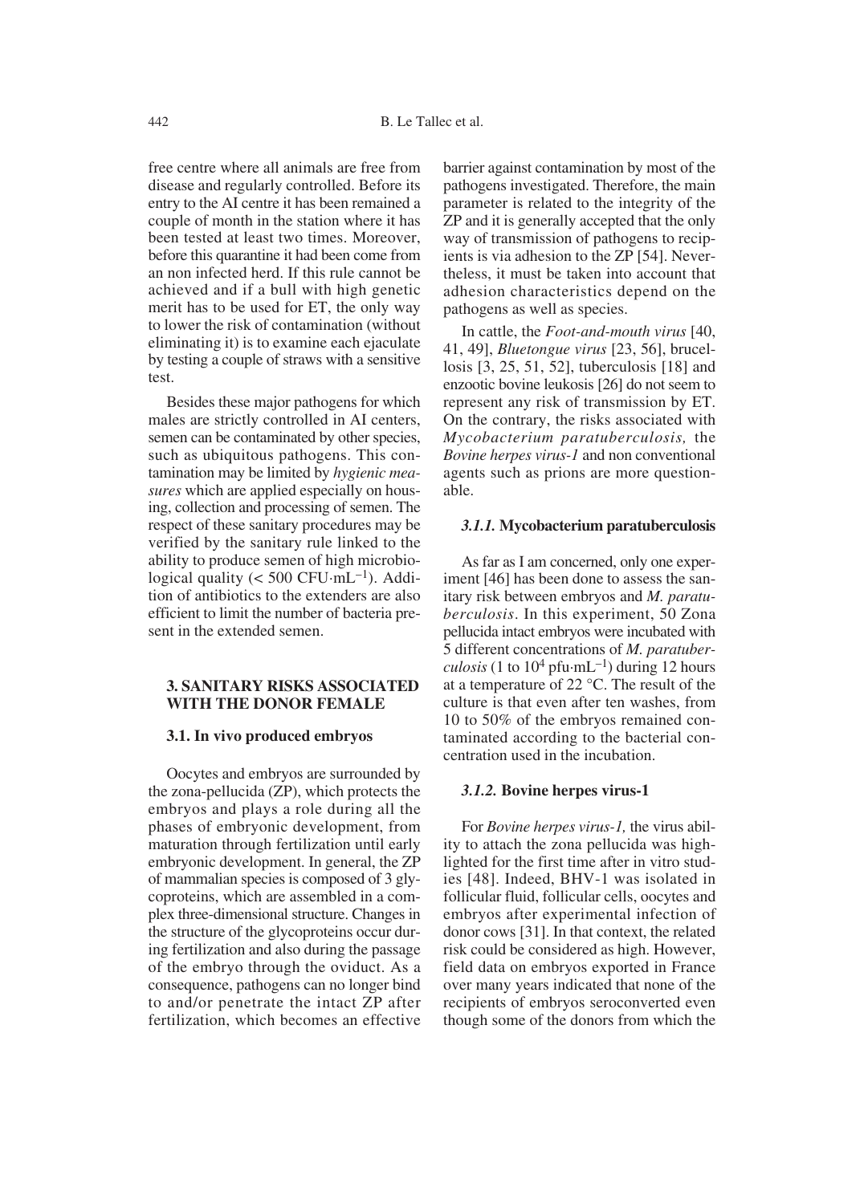free centre where all animals are free from disease and regularly controlled. Before its entry to the AI centre it has been remained a couple of month in the station where it has been tested at least two times. Moreover, before this quarantine it had been come from an non infected herd. If this rule cannot be achieved and if a bull with high genetic merit has to be used for ET, the only way to lower the risk of contamination (without eliminating it) is to examine each ejaculate by testing a couple of straws with a sensitive test.

Besides these major pathogens for which males are strictly controlled in AI centers, semen can be contaminated by other species, such as ubiquitous pathogens. This contamination may be limited by *hygienic measures* which are applied especially on housing, collection and processing of semen. The respect of these sanitary procedures may be verified by the sanitary rule linked to the ability to produce semen of high microbiological quality ($< 500$ CFU·mL$^{-1}$). Addition of antibiotics to the extenders are also efficient to limit the number of bacteria present in the extended semen.

## 3. SANITARY RISKS ASSOCIATED WITH THE DONOR FEMALE

### 3.1. In vivo produced embryos

Oocytes and embryos are surrounded by the zona-pellucida (ZP), which protects the embryos and plays a role during all the phases of embryonic development, from maturation through fertilization until early embryonic development. In general, the ZP of mammalian species is composed of 3 glycoproteins, which are assembled in a complex three-dimensional structure. Changes in the structure of the glycoproteins occur during fertilization and also during the passage of the embryo through the oviduct. As a consequence, pathogens can no longer bind to and/or penetrate the intact ZP after fertilization, which becomes an effective barrier against contamination by most of the pathogens investigated. Therefore, the main parameter is related to the integrity of the ZP and it is generally accepted that the only way of transmission of pathogens to recipients is via adhesion to the ZP [54]. Nevertheless, it must be taken into account that adhesion characteristics depend on the pathogens as well as species.

In cattle, the *Foot-and-mouth virus* [40, 41, 49], *Bluetongue virus* [23, 56], brucellosis [3, 25, 51, 52], tuberculosis [18] and enzootic bovine leukosis [26] do not seem to represent any risk of transmission by ET. On the contrary, the risks associated with *Mycobacterium paratuberculosis,* the *Bovine herpes virus-1* and non conventional agents such as prions are more questionable.

#### *3.1.1.* Mycobacterium paratuberculosis

As far as I am concerned, only one experiment [46] has been done to assess the sanitary risk between embryos and *M. paratuberculosis*. In this experiment, 50 Zona pellucida intact embryos were incubated with 5 different concentrations of *M. paratuberculosis* (1 to $10^4$ pfu·mL$^{-1}$) during 12 hours at a temperature of 22 °C. The result of the culture is that even after ten washes, from 10 to 50% of the embryos remained contaminated according to the bacterial concentration used in the incubation.

#### *3.1.2.* Bovine herpes virus-1

For *Bovine herpes virus-1,* the virus ability to attach the zona pellucida was highlighted for the first time after in vitro studies [48]. Indeed, BHV-1 was isolated in follicular fluid, follicular cells, oocytes and embryos after experimental infection of donor cows [31]. In that context, the related risk could be considered as high. However, field data on embryos exported in France over many years indicated that none of the recipients of embryos seroconverted even though some of the donors from which the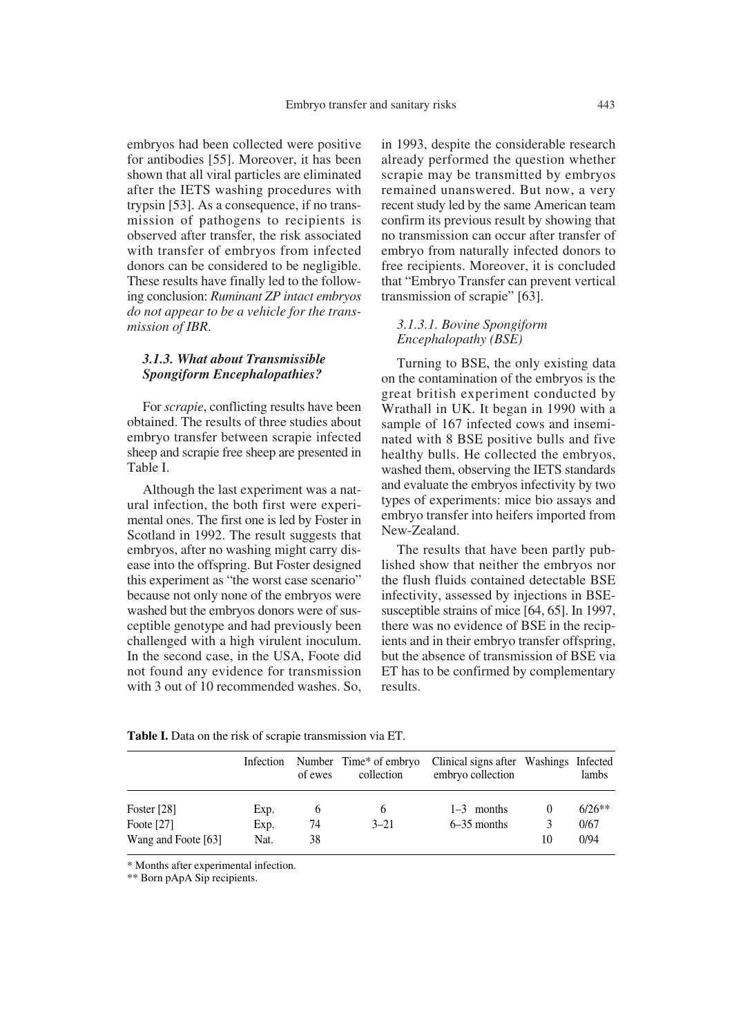embryos had been collected were positive for antibodies [55]. Moreover, it has been shown that all viral particles are eliminated after the IETS washing procedures with trypsin [53]. As a consequence, if no transmission of pathogens to recipients is observed after transfer, the risk associated with transfer of embryos from infected donors can be considered to be negligible. These results have finally led to the following conclusion: *Ruminant ZP intact embryos do not appear to be a vehicle for the transmission of IBR*.

### 3.1.3. What about Transmissible Spongiform Encephalopathies?

For *scrapie*, conflicting results have been obtained. The results of three studies about embryo transfer between scrapie infected sheep and scrapie free sheep are presented in Table I.

Although the last experiment was a natural infection, the both first were experimental ones. The first one is led by Foster in Scotland in 1992. The result suggests that embryos, after no washing might carry disease into the offspring. But Foster designed this experiment as "the worst case scenario" because not only none of the embryos were washed but the embryos donors were of susceptible genotype and had previously been challenged with a high virulent inoculum. In the second case, in the USA, Foote did not found any evidence for transmission with 3 out of 10 recommended washes. So, in 1993, despite the considerable research already performed the question whether scrapie may be transmitted by embryos remained unanswered. But now, a very recent study led by the same American team confirm its previous result by showing that no transmission can occur after transfer of embryo from naturally infected donors to free recipients. Moreover, it is concluded that "Embryo Transfer can prevent vertical transmission of scrapie" [63].

#### *3.1.3.1. Bovine Spongiform Encephalopathy (BSE)*

Turning to BSE, the only existing data on the contamination of the embryos is the great british experiment conducted by Wrathall in UK. It began in 1990 with a sample of 167 infected cows and inseminated with 8 BSE positive bulls and five healthy bulls. He collected the embryos, washed them, observing the IETS standards and evaluate the embryos infectivity by two types of experiments: mice bio assays and embryo transfer into heifers imported from New-Zealand.

The results that have been partly published show that neither the embryos nor the flush fluids contained detectable BSE infectivity, assessed by injections in BSE-susceptible strains of mice [64, 65]. In 1997, there was no evidence of BSE in the recipients and in their embryo transfer offspring, but the absence of transmission of BSE via ET has to be confirmed by complementary results.

**Table I.** Data on the risk of scrapie transmission via ET.

| | Infection | Number of ewes | Time* of embryo collection | Clinical signs after embryo collection | Washings | Infected lambs |
|---|---|---|---|---|---|---|
| Foster [28] | Exp. | 6 | 6 | 1–3 months | 0 | 6/26** |
| Foote [27] | Exp. | 74 | 3–21 | 6–35 months | 3 | 0/67 |
| Wang and Foote [63] | Nat. | 38 | | | 10 | 0/94 |

\* Months after experimental infection.

\*\* Born pApA Sip recipients.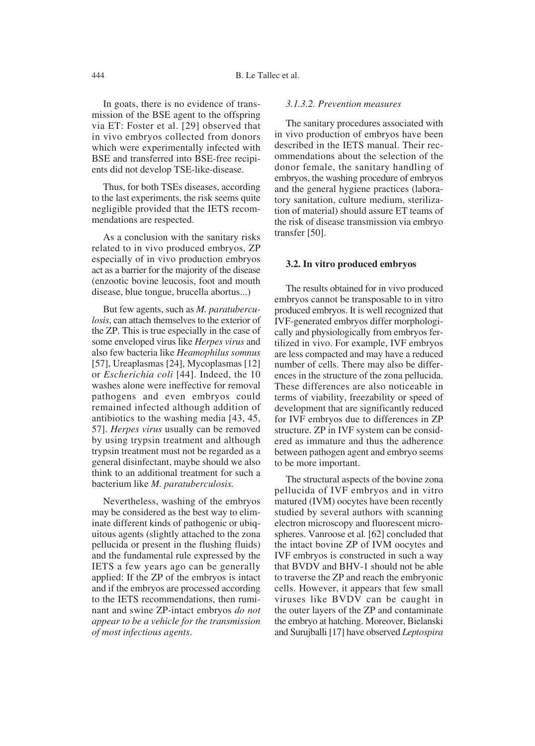In goats, there is no evidence of transmission of the BSE agent to the offspring via ET: Foster et al. [29] observed that in vivo embryos collected from donors which were experimentally infected with BSE and transferred into BSE-free recipients did not develop TSE-like-disease.

Thus, for both TSEs diseases, according to the last experiments, the risk seems quite negligible provided that the IETS recommendations are respected.

As a conclusion with the sanitary risks related to in vivo produced embryos, ZP especially of in vivo production embryos act as a barrier for the majority of the disease (enzootic bovine leucosis, foot and mouth disease, blue tongue, brucella abortus...)

But few agents, such as *M. paratuberculosis*, can attach themselves to the exterior of the ZP. This is true especially in the case of some enveloped virus like *Herpes virus* and also few bacteria like *Heamophilus somnus* [57], Ureaplasmas [24], Mycoplasmas [12] or *Escherichia coli* [44]. Indeed, the 10 washes alone were ineffective for removal pathogens and even embryos could remained infected although addition of antibiotics to the washing media [43, 45, 57]. *Herpes virus* usually can be removed by using trypsin treatment and although trypsin treatment must not be regarded as a general disinfectant, maybe should we also think to an additional treatment for such a bacterium like *M. paratuberculosis.*

Nevertheless, washing of the embryos may be considered as the best way to eliminate different kinds of pathogenic or ubiquitous agents (slightly attached to the zona pellucida or present in the flushing fluids) and the fundamental rule expressed by the IETS a few years ago can be generally applied: If the ZP of the embryos is intact and if the embryos are processed according to the IETS recommendations, then ruminant and swine ZP-intact embryos *do not appear to be a vehicle for the transmission of most infectious agents*.

#### *3.1.3.2. Prevention measures*

The sanitary procedures associated with in vivo production of embryos have been described in the IETS manual. Their recommendations about the selection of the donor female, the sanitary handling of embryos, the washing procedure of embryos and the general hygiene practices (laboratory sanitation, culture medium, sterilization of material) should assure ET teams of the risk of disease transmission via embryo transfer [50].

### **3.2. In vitro produced embryos**

The results obtained for in vivo produced embryos cannot be transposable to in vitro produced embryos. It is well recognized that IVF-generated embryos differ morphologically and physiologically from embryos fertilized in vivo. For example, IVF embryos are less compacted and may have a reduced number of cells. There may also be differences in the structure of the zona pellucida. These differences are also noticeable in terms of viability, freezability or speed of development that are significantly reduced for IVF embryos due to differences in ZP structure. ZP in IVF system can be considered as immature and thus the adherence between pathogen agent and embryo seems to be more important.

The structural aspects of the bovine zona pellucida of IVF embryos and in vitro matured (IVM) oocytes have been recently studied by several authors with scanning electron microscopy and fluorescent microspheres. Vanroose et al*.* [62] concluded that the intact bovine ZP of IVM oocytes and IVF embryos is constructed in such a way that BVDV and BHV-1 should not be able to traverse the ZP and reach the embryonic cells. However, it appears that few small viruses like BVDV can be caught in the outer layers of the ZP and contaminate the embryo at hatching. Moreover, Bielanski and Surujballi [17] have observed *Leptospira*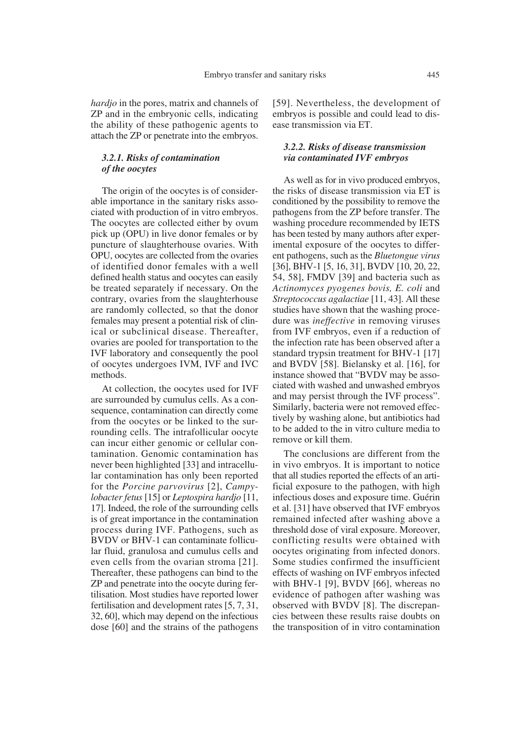*hardjo* in the pores, matrix and channels of ZP and in the embryonic cells, indicating the ability of these pathogenic agents to attach the ZP or penetrate into the embryos.

### 3.2.1. Risks of contamination of the oocytes

The origin of the oocytes is of considerable importance in the sanitary risks associated with production of in vitro embryos. The oocytes are collected either by ovum pick up (OPU) in live donor females or by puncture of slaughterhouse ovaries. With OPU, oocytes are collected from the ovaries of identified donor females with a well defined health status and oocytes can easily be treated separately if necessary. On the contrary, ovaries from the slaughterhouse are randomly collected, so that the donor females may present a potential risk of clinical or subclinical disease. Thereafter, ovaries are pooled for transportation to the IVF laboratory and consequently the pool of oocytes undergoes IVM, IVF and IVC methods.

At collection, the oocytes used for IVF are surrounded by cumulus cells. As a consequence, contamination can directly come from the oocytes or be linked to the surrounding cells. The intrafollicular oocyte can incur either genomic or cellular contamination. Genomic contamination has never been highlighted [33] and intracellular contamination has only been reported for the *Porcine parvovirus* [2], *Campylobacter fetus* [15] or *Leptospira hardjo* [11, 17]. Indeed, the role of the surrounding cells is of great importance in the contamination process during IVF. Pathogens, such as BVDV or BHV-1 can contaminate follicular fluid, granulosa and cumulus cells and even cells from the ovarian stroma [21]. Thereafter, these pathogens can bind to the ZP and penetrate into the oocyte during fertilisation. Most studies have reported lower fertilisation and development rates [5, 7, 31, 32, 60], which may depend on the infectious dose [60] and the strains of the pathogens [59]. Nevertheless, the development of embryos is possible and could lead to disease transmission via ET.

### 3.2.2. Risks of disease transmission via contaminated IVF embryos

As well as for in vivo produced embryos, the risks of disease transmission via ET is conditioned by the possibility to remove the pathogens from the ZP before transfer. The washing procedure recommended by IETS has been tested by many authors after experimental exposure of the oocytes to different pathogens, such as the *Bluetongue virus* [36], BHV-1 [5, 16, 31], BVDV [10, 20, 22, 54, 58], FMDV [39] and bacteria such as *Actinomyces pyogenes bovis, E. coli* and *Streptococcus agalactiae* [11, 43]. All these studies have shown that the washing procedure was *ineffective* in removing viruses from IVF embryos, even if a reduction of the infection rate has been observed after a standard trypsin treatment for BHV-1 [17] and BVDV [58]. Bielansky et al. [16], for instance showed that "BVDV may be associated with washed and unwashed embryos and may persist through the IVF process". Similarly, bacteria were not removed effectively by washing alone, but antibiotics had to be added to the in vitro culture media to remove or kill them.

The conclusions are different from the in vivo embryos. It is important to notice that all studies reported the effects of an artificial exposure to the pathogen, with high infectious doses and exposure time. Guérin et al. [31] have observed that IVF embryos remained infected after washing above a threshold dose of viral exposure. Moreover, conflicting results were obtained with oocytes originating from infected donors. Some studies confirmed the insufficient effects of washing on IVF embryos infected with BHV-1 [9], BVDV [66], whereas no evidence of pathogen after washing was observed with BVDV [8]. The discrepancies between these results raise doubts on the transposition of in vitro contamination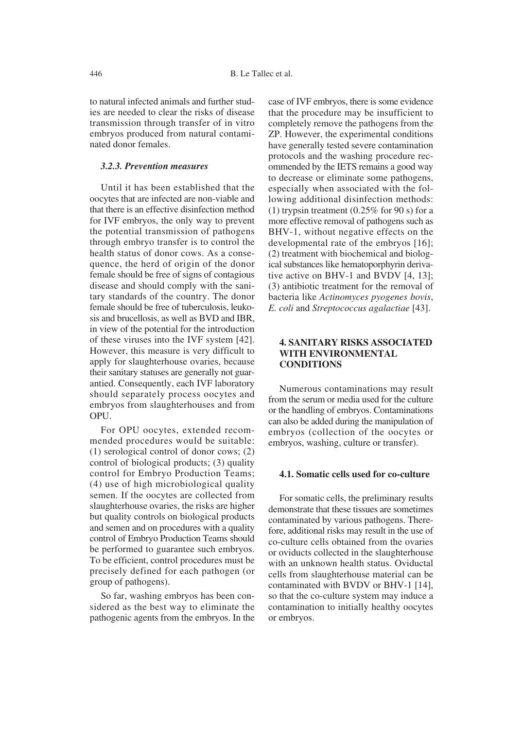to natural infected animals and further studies are needed to clear the risks of disease transmission through transfer of in vitro embryos produced from natural contaminated donor females.

#### *3.2.3. Prevention measures*

Until it has been established that the oocytes that are infected are non-viable and that there is an effective disinfection method for IVF embryos, the only way to prevent the potential transmission of pathogens through embryo transfer is to control the health status of donor cows. As a consequence, the herd of origin of the donor female should be free of signs of contagious disease and should comply with the sanitary standards of the country. The donor female should be free of tuberculosis, leukosis and brucellosis, as well as BVD and IBR, in view of the potential for the introduction of these viruses into the IVF system [42]. However, this measure is very difficult to apply for slaughterhouse ovaries, because their sanitary statuses are generally not guarantied. Consequently, each IVF laboratory should separately process oocytes and embryos from slaughterhouses and from OPU.

For OPU oocytes, extended recommended procedures would be suitable: (1) serological control of donor cows; (2) control of biological products; (3) quality control for Embryo Production Teams; (4) use of high microbiological quality semen. If the oocytes are collected from slaughterhouse ovaries, the risks are higher but quality controls on biological products and semen and on procedures with a quality control of Embryo Production Teams should be performed to guarantee such embryos. To be efficient, control procedures must be precisely defined for each pathogen (or group of pathogens).

So far, washing embryos has been considered as the best way to eliminate the pathogenic agents from the embryos. In the case of IVF embryos, there is some evidence that the procedure may be insufficient to completely remove the pathogens from the ZP. However, the experimental conditions have generally tested severe contamination protocols and the washing procedure recommended by the IETS remains a good way to decrease or eliminate some pathogens, especially when associated with the following additional disinfection methods: (1) trypsin treatment (0.25% for 90 s) for a more effective removal of pathogens such as BHV-1, without negative effects on the developmental rate of the embryos [16]; (2) treatment with biochemical and biological substances like hematoporphyrin derivative active on BHV-1 and BVDV [4, 13]; (3) antibiotic treatment for the removal of bacteria like *Actinomyces pyogenes bovis*, *E. coli* and *Streptococcus agalactiae* [43].

## 4. SANITARY RISKS ASSOCIATED WITH ENVIRONMENTAL CONDITIONS

Numerous contaminations may result from the serum or media used for the culture or the handling of embryos. Contaminations can also be added during the manipulation of embryos (collection of the oocytes or embryos, washing, culture or transfer).

### 4.1. Somatic cells used for co-culture

For somatic cells, the preliminary results demonstrate that these tissues are sometimes contaminated by various pathogens. Therefore, additional risks may result in the use of co-culture cells obtained from the ovaries or oviducts collected in the slaughterhouse with an unknown health status. Oviductal cells from slaughterhouse material can be contaminated with BVDV or BHV-1 [14], so that the co-culture system may induce a contamination to initially healthy oocytes or embryos.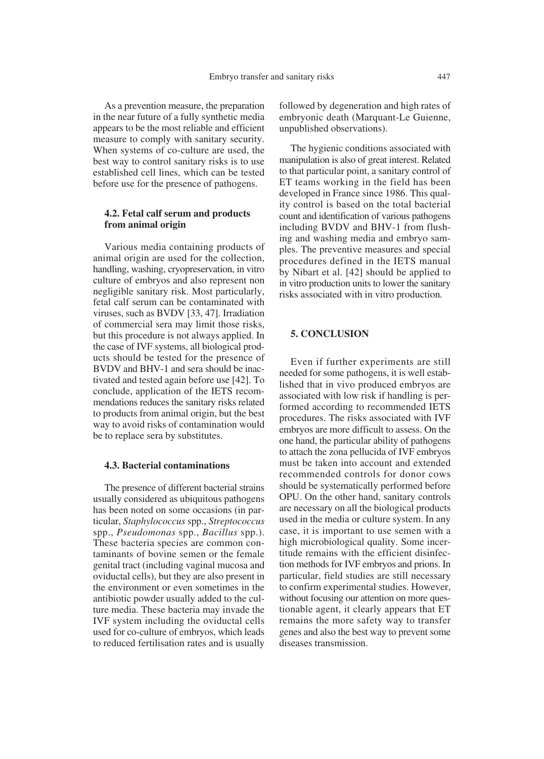As a prevention measure, the preparation in the near future of a fully synthetic media appears to be the most reliable and efficient measure to comply with sanitary security. When systems of co-culture are used, the best way to control sanitary risks is to use established cell lines, which can be tested before use for the presence of pathogens.

### 4.2. Fetal calf serum and products from animal origin

Various media containing products of animal origin are used for the collection, handling, washing, cryopreservation, in vitro culture of embryos and also represent non negligible sanitary risk. Most particularly, fetal calf serum can be contaminated with viruses, such as BVDV [33, 47]. Irradiation of commercial sera may limit those risks, but this procedure is not always applied. In the case of IVF systems, all biological products should be tested for the presence of BVDV and BHV-1 and sera should be inactivated and tested again before use [42]. To conclude, application of the IETS recommendations reduces the sanitary risks related to products from animal origin, but the best way to avoid risks of contamination would be to replace sera by substitutes.

### 4.3. Bacterial contaminations

The presence of different bacterial strains usually considered as ubiquitous pathogens has been noted on some occasions (in particular, *Staphylococcus* spp., *Streptococcus* spp., *Pseudomonas* spp., *Bacillus* spp.). These bacteria species are common contaminants of bovine semen or the female genital tract (including vaginal mucosa and oviductal cells), but they are also present in the environment or even sometimes in the antibiotic powder usually added to the culture media. These bacteria may invade the IVF system including the oviductal cells used for co-culture of embryos, which leads to reduced fertilisation rates and is usually followed by degeneration and high rates of embryonic death (Marquant-Le Guienne, unpublished observations).

The hygienic conditions associated with manipulation is also of great interest. Related to that particular point, a sanitary control of ET teams working in the field has been developed in France since 1986. This quality control is based on the total bacterial count and identification of various pathogens including BVDV and BHV-1 from flushing and washing media and embryo samples. The preventive measures and special procedures defined in the IETS manual by Nibart et al. [42] should be applied to in vitro production units to lower the sanitary risks associated with in vitro production.

## 5. CONCLUSION

Even if further experiments are still needed for some pathogens, it is well established that in vivo produced embryos are associated with low risk if handling is performed according to recommended IETS procedures. The risks associated with IVF embryos are more difficult to assess. On the one hand, the particular ability of pathogens to attach the zona pellucida of IVF embryos must be taken into account and extended recommended controls for donor cows should be systematically performed before OPU. On the other hand, sanitary controls are necessary on all the biological products used in the media or culture system. In any case, it is important to use semen with a high microbiological quality. Some incertitude remains with the efficient disinfection methods for IVF embryos and prions. In particular, field studies are still necessary to confirm experimental studies. However, without focusing our attention on more questionable agent, it clearly appears that ET remains the more safety way to transfer genes and also the best way to prevent some diseases transmission.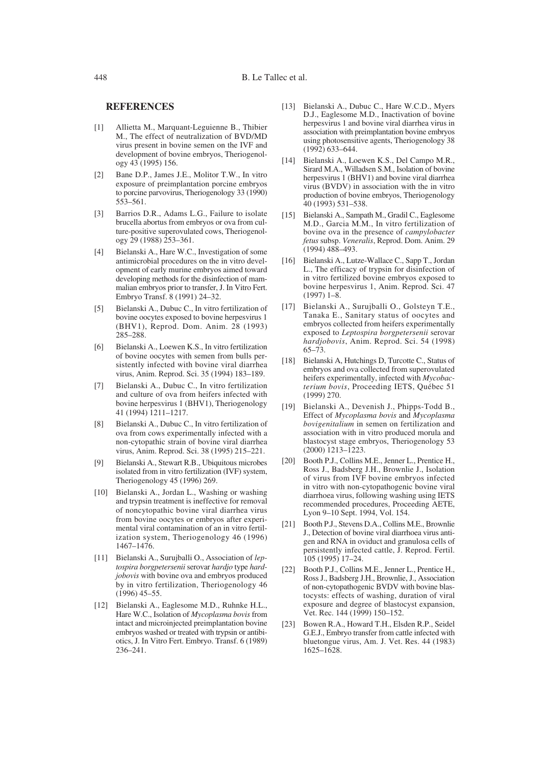## REFERENCES

[1] Allietta M., Marquant-Leguienne B., Thibier M., The effect of neutralization of BVD/MD virus present in bovine semen on the IVF and development of bovine embryos, Theriogenology 43 (1995) 156.

[2] Bane D.P., James J.E., Molitor T.W., In vitro exposure of preimplantation porcine embryos to porcine parvovirus, Theriogenology 33 (1990) 553–561.

[3] Barrios D.R., Adams L.G., Failure to isolate brucella abortus from embryos or ova from culture-positive superovulated cows, Theriogenology 29 (1988) 253–361.

[4] Bielanski A., Hare W.C., Investigation of some antimicrobial procedures on the in vitro development of early murine embryos aimed toward developing methods for the disinfection of mammalian embryos prior to transfer, J. In Vitro Fert. Embryo Transf. 8 (1991) 24–32.

[5] Bielanski A., Dubuc C., In vitro fertilization of bovine oocytes exposed to bovine herpesvirus 1 (BHV1), Reprod. Dom. Anim. 28 (1993) 285–288.

[6] Bielanski A., Loewen K.S., In vitro fertilization of bovine oocytes with semen from bulls persistently infected with bovine viral diarrhea virus, Anim. Reprod. Sci. 35 (1994) 183–189.

[7] Bielanski A., Dubuc C., In vitro fertilization and culture of ova from heifers infected with bovine herpesvirus 1 (BHV1), Theriogenology 41 (1994) 1211–1217.

[8] Bielanski A., Dubuc C., In vitro fertilization of ova from cows experimentally infected with a non-cytopathic strain of bovine viral diarrhea virus, Anim. Reprod. Sci. 38 (1995) 215–221.

[9] Bielanski A., Stewart R.B., Ubiquitous microbes isolated from in vitro fertilization (IVF) system, Theriogenology 45 (1996) 269.

[10] Bielanski A., Jordan L., Washing or washing and trypsin treatment is ineffective for removal of noncytopathic bovine viral diarrhea virus from bovine oocytes or embryos after experimental viral contamination of an in vitro fertilization system, Theriogenology 46 (1996) 1467–1476.

[11] Bielanski A., Surujballi O., Association of *leptospira borgpetersenii* serovar *hardjo* type *hardjobovis* with bovine ova and embryos produced by in vitro fertilization, Theriogenology 46 (1996) 45–55.

[12] Bielanski A., Eaglesome M.D., Ruhnke H.L., Hare W.C., Isolation of *Mycoplasma bovis* from intact and microinjected preimplantation bovine embryos washed or treated with trypsin or antibiotics, J. In Vitro Fert. Embryo. Transf. 6 (1989) 236–241.

[13] Bielanski A., Dubuc C., Hare W.C.D., Myers D.J., Eaglesome M.D., Inactivation of bovine herpesvirus 1 and bovine viral diarrhea virus in association with preimplantation bovine embryos using photosensitive agents, Theriogenology 38 (1992) 633–644.

[14] Bielanski A., Loewen K.S., Del Campo M.R., Sirard M.A., Willadsen S.M., Isolation of bovine herpesvirus 1 (BHV1) and bovine viral diarrhea virus (BVDV) in association with the in vitro production of bovine embryos, Theriogenology 40 (1993) 531–538.

[15] Bielanski A., Sampath M., Gradil C., Eaglesome M.D., Garcia M.M., In vitro fertilization of bovine ova in the presence of *campylobacter fetus* subsp. *Veneralis*, Reprod. Dom. Anim. 29 (1994) 488–493.

[16] Bielanski A., Lutze-Wallace C., Sapp T., Jordan L., The efficacy of trypsin for disinfection of in vitro fertilized bovine embryos exposed to bovine herpesvirus 1, Anim. Reprod. Sci. 47 (1997) 1–8.

[17] Bielanski A., Surujballi O., Golsteyn T.E., Tanaka E., Sanitary status of oocytes and embryos collected from heifers experimentally exposed to *Leptospira borgpetersenii* serovar *hardjobovis*, Anim. Reprod. Sci. 54 (1998) 65–73.

[18] Bielanski A, Hutchings D, Turcotte C., Status of embryos and ova collected from superovulated heifers experimentally, infected with *Mycobacterium bovis*, Proceeding IETS, Québec 51 (1999) 270.

[19] Bielanski A., Devenish J., Phipps-Todd B., Effect of *Mycoplasma bovis* and *Mycoplasma bovigenitalium* in semen on fertilization and association with in vitro produced morula and blastocyst stage embryos, Theriogenology 53 (2000) 1213–1223.

[20] Booth P.J., Collins M.E., Jenner L., Prentice H., Ross J., Badsberg J.H., Brownlie J., Isolation of virus from IVF bovine embryos infected in vitro with non-cytopathogenic bovine viral diarrhoea virus, following washing using IETS recommended procedures, Proceeding AETE, Lyon 9–10 Sept. 1994, Vol. 154.

[21] Booth P.J., Stevens D.A., Collins M.E., Brownlie J., Detection of bovine viral diarrhoea virus antigen and RNA in oviduct and granulosa cells of persistently infected cattle, J. Reprod. Fertil. 105 (1995) 17–24.

[22] Booth P.J., Collins M.E., Jenner L., Prentice H., Ross J., Badsberg J.H., Brownlie, J., Association of non-cytopathogenic BVDV with bovine blastocysts: effects of washing, duration of viral exposure and degree of blastocyst expansion, Vet. Rec. 144 (1999) 150–152.

[23] Bowen R.A., Howard T.H., Elsden R.P., Seidel G.E.J., Embryo transfer from cattle infected with bluetongue virus, Am. J. Vet. Res. 44 (1983) 1625–1628.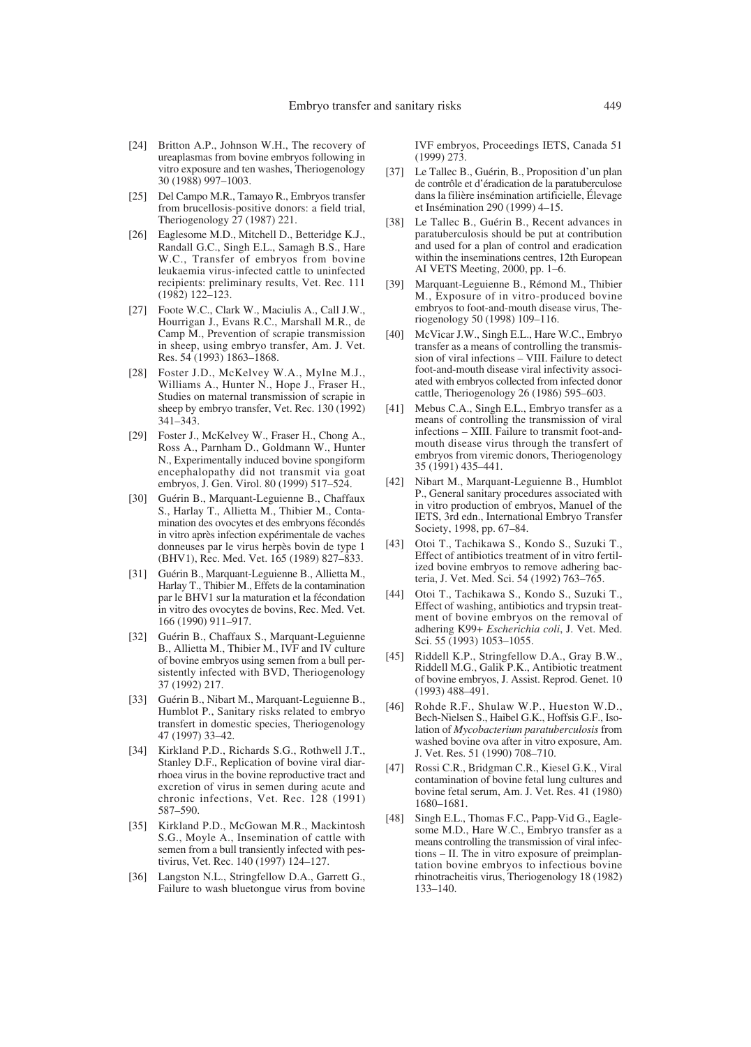[24] Britton A.P., Johnson W.H., The recovery of ureaplasmas from bovine embryos following in vitro exposure and ten washes, Theriogenology 30 (1988) 997–1003.

[25] Del Campo M.R., Tamayo R., Embryos transfer from brucellosis-positive donors: a field trial, Theriogenology 27 (1987) 221.

[26] Eaglesome M.D., Mitchell D., Betteridge K.J., Randall G.C., Singh E.L., Samagh B.S., Hare W.C., Transfer of embryos from bovine leukaemia virus-infected cattle to uninfected recipients: preliminary results, Vet. Rec. 111 (1982) 122–123.

[27] Foote W.C., Clark W., Maciulis A., Call J.W., Hourrigan J., Evans R.C., Marshall M.R., de Camp M., Prevention of scrapie transmission in sheep, using embryo transfer, Am. J. Vet. Res. 54 (1993) 1863–1868.

[28] Foster J.D., McKelvey W.A., Mylne M.J., Williams A., Hunter N., Hope J., Fraser H., Studies on maternal transmission of scrapie in sheep by embryo transfer, Vet. Rec. 130 (1992) 341–343.

[29] Foster J., McKelvey W., Fraser H., Chong A., Ross A., Parnham D., Goldmann W., Hunter N., Experimentally induced bovine spongiform encephalopathy did not transmit via goat embryos, J. Gen. Virol. 80 (1999) 517–524.

[30] Guérin B., Marquant-Leguienne B., Chaffaux S., Harlay T., Allietta M., Thibier M., Contamination des ovocytes et des embryons fécondés in vitro après infection expérimentale de vaches donneuses par le virus herpès bovin de type 1 (BHV1), Rec. Med. Vet. 165 (1989) 827–833.

[31] Guérin B., Marquant-Leguienne B., Allietta M., Harlay T., Thibier M., Effets de la contamination par le BHV1 sur la maturation et la fécondation in vitro des ovocytes de bovins, Rec. Med. Vet. 166 (1990) 911–917.

[32] Guérin B., Chaffaux S., Marquant-Leguienne B., Allietta M., Thibier M., IVF and IV culture of bovine embryos using semen from a bull persistently infected with BVD, Theriogenology 37 (1992) 217.

[33] Guérin B., Nibart M., Marquant-Leguienne B., Humblot P., Sanitary risks related to embryo transfert in domestic species, Theriogenology 47 (1997) 33–42.

[34] Kirkland P.D., Richards S.G., Rothwell J.T., Stanley D.F., Replication of bovine viral diarrhoea virus in the bovine reproductive tract and excretion of virus in semen during acute and chronic infections, Vet. Rec. 128 (1991) 587–590.

[35] Kirkland P.D., McGowan M.R., Mackintosh S.G., Moyle A., Insemination of cattle with semen from a bull transiently infected with pestivirus, Vet. Rec. 140 (1997) 124–127.

[36] Langston N.L., Stringfellow D.A., Garrett G., Failure to wash bluetongue virus from bovine IVF embryos, Proceedings IETS, Canada 51 (1999) 273.

[37] Le Tallec B., Guérin, B., Proposition d'un plan de contrôle et d'éradication de la paratuberculose dans la filière insémination artificielle, Élevage et Insémination 290 (1999) 4–15.

[38] Le Tallec B., Guérin B., Recent advances in paratuberculosis should be put at contribution and used for a plan of control and eradication within the inseminations centres, 12th European AI VETS Meeting, 2000, pp. 1–6.

[39] Marquant-Leguienne B., Rémond M., Thibier M., Exposure of in vitro-produced bovine embryos to foot-and-mouth disease virus, Theriogenology 50 (1998) 109–116.

[40] McVicar J.W., Singh E.L., Hare W.C., Embryo transfer as a means of controlling the transmission of viral infections – VIII. Failure to detect foot-and-mouth disease viral infectivity associated with embryos collected from infected donor cattle, Theriogenology 26 (1986) 595–603.

[41] Mebus C.A., Singh E.L., Embryo transfer as a means of controlling the transmission of viral infections – XIII. Failure to transmit foot-and-mouth disease virus through the transfert of embryos from viremic donors, Theriogenology 35 (1991) 435–441.

[42] Nibart M., Marquant-Leguienne B., Humblot P., General sanitary procedures associated with in vitro production of embryos, Manuel of the IETS, 3rd edn., International Embryo Transfer Society, 1998, pp. 67–84.

[43] Otoi T., Tachikawa S., Kondo S., Suzuki T., Effect of antibiotics treatment of in vitro fertilized bovine embryos to remove adhering bacteria, J. Vet. Med. Sci. 54 (1992) 763–765.

[44] Otoi T., Tachikawa S., Kondo S., Suzuki T., Effect of washing, antibiotics and trypsin treatment of bovine embryos on the removal of adhering K99+ *Escherichia coli*, J. Vet. Med. Sci. 55 (1993) 1053–1055.

[45] Riddell K.P., Stringfellow D.A., Gray B.W., Riddell M.G., Galik P.K., Antibiotic treatment of bovine embryos, J. Assist. Reprod. Genet. 10 (1993) 488–491.

[46] Rohde R.F., Shulaw W.P., Hueston W.D., Bech-Nielsen S., Haibel G.K., Hoffsis G.F., Isolation of *Mycobacterium paratuberculosis* from washed bovine ova after in vitro exposure, Am. J. Vet. Res. 51 (1990) 708–710.

[47] Rossi C.R., Bridgman C.R., Kiesel G.K., Viral contamination of bovine fetal lung cultures and bovine fetal serum, Am. J. Vet. Res. 41 (1980) 1680–1681.

[48] Singh E.L., Thomas F.C., Papp-Vid G., Eaglesome M.D., Hare W.C., Embryo transfer as a means controlling the transmission of viral infections – II. The in vitro exposure of preimplantation bovine embryos to infectious bovine rhinotracheitis virus, Theriogenology 18 (1982) 133–140.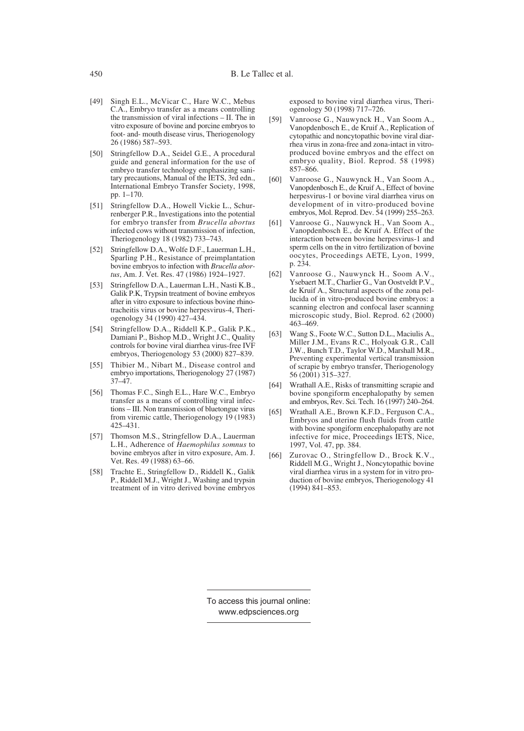[49] Singh E.L., McVicar C., Hare W.C., Mebus C.A., Embryo transfer as a means controlling the transmission of viral infections – II. The in vitro exposure of bovine and porcine embryos to foot- and- mouth disease virus, Theriogenology 26 (1986) 587–593.

[50] Stringfellow D.A., Seidel G.E., A procedural guide and general information for the use of embryo transfer technology emphasizing sanitary precautions, Manual of the IETS, 3rd edn., International Embryo Transfer Society, 1998, pp. 1–170.

[51] Stringfellow D.A., Howell Vickie L., Schurrenberger P.R., Investigations into the potential for embryo transfer from *Brucella abortus* infected cows without transmission of infection, Theriogenology 18 (1982) 733–743.

[52] Stringfellow D.A., Wolfe D.F., Lauerman L.H., Sparling P.H., Resistance of preimplantation bovine embryos to infection with *Brucella abortus*, Am. J. Vet. Res. 47 (1986) 1924–1927.

[53] Stringfellow D.A., Lauerman L.H., Nasti K.B., Galik P.K, Trypsin treatment of bovine embryos after in vitro exposure to infectious bovine rhinotracheitis virus or bovine herpesvirus-4, Theriogenology 34 (1990) 427–434.

[54] Stringfellow D.A., Riddell K.P., Galik P.K., Damiani P., Bishop M.D., Wright J.C., Quality controls for bovine viral diarrhea virus-free IVF embryos, Theriogenology 53 (2000) 827–839.

[55] Thibier M., Nibart M., Disease control and embryo importations, Theriogenology 27 (1987) 37–47.

[56] Thomas F.C., Singh E.L., Hare W.C., Embryo transfer as a means of controlling viral infections – III. Non transmission of bluetongue virus from viremic cattle, Theriogenology 19 (1983) 425–431.

[57] Thomson M.S., Stringfellow D.A., Lauerman L.H., Adherence of *Haemophilus somnus* to bovine embryos after in vitro exposure, Am. J. Vet. Res. 49 (1988) 63–66.

[58] Trachte E., Stringfellow D., Riddell K., Galik P., Riddell M.J., Wright J., Washing and trypsin treatment of in vitro derived bovine embryos exposed to bovine viral diarrhea virus, Theriogenology 50 (1998) 717–726.

[59] Vanroose G., Nauwynck H., Van Soom A., Vanopdenbosch E., de Kruif A., Replication of cytopathic and noncytopathic bovine viral diarrhea virus in zona-free and zona-intact in vitro-produced bovine embryos and the effect on embryo quality, Biol. Reprod. 58 (1998) 857–866.

[60] Vanroose G., Nauwynck H., Van Soom A., Vanopdenbosch E., de Kruif A., Effect of bovine herpesvirus-1 or bovine viral diarrhea virus on development of in vitro-produced bovine embryos, Mol. Reprod. Dev. 54 (1999) 255–263.

[61] Vanroose G., Nauwynck H., Van Soom A., Vanopdenbosch E., de Kruif A. Effect of the interaction between bovine herpesvirus-1 and sperm cells on the in vitro fertilization of bovine oocytes, Proceedings AETE, Lyon, 1999, p. 234.

[62] Vanroose G., Nauwynck H., Soom A.V., Ysebaert M.T., Charlier G., Van Oostveldt P.V., de Kruif A., Structural aspects of the zona pellucida of in vitro-produced bovine embryos: a scanning electron and confocal laser scanning microscopic study, Biol. Reprod. 62 (2000) 463–469.

[63] Wang S., Foote W.C., Sutton D.L., Maciulis A., Miller J.M., Evans R.C., Holyoak G.R., Call J.W., Bunch T.D., Taylor W.D., Marshall M.R., Preventing experimental vertical transmission of scrapie by embryo transfer, Theriogenology 56 (2001) 315–327.

[64] Wrathall A.E., Risks of transmitting scrapie and bovine spongiform encephalopathy by semen and embryos, Rev. Sci. Tech. 16 (1997) 240–264.

[65] Wrathall A.E., Brown K.F.D., Ferguson C.A., Embryos and uterine flush fluids from cattle with bovine spongiform encephalopathy are not infective for mice, Proceedings IETS, Nice, 1997, Vol. 47, pp. 384.

[66] Zurovac O., Stringfellow D., Brock K.V., Riddell M.G., Wright J., Noncytopathic bovine viral diarrhea virus in a system for in vitro production of bovine embryos, Theriogenology 41 (1994) 841–853.

To access this journal online:
www.edpsciences.org